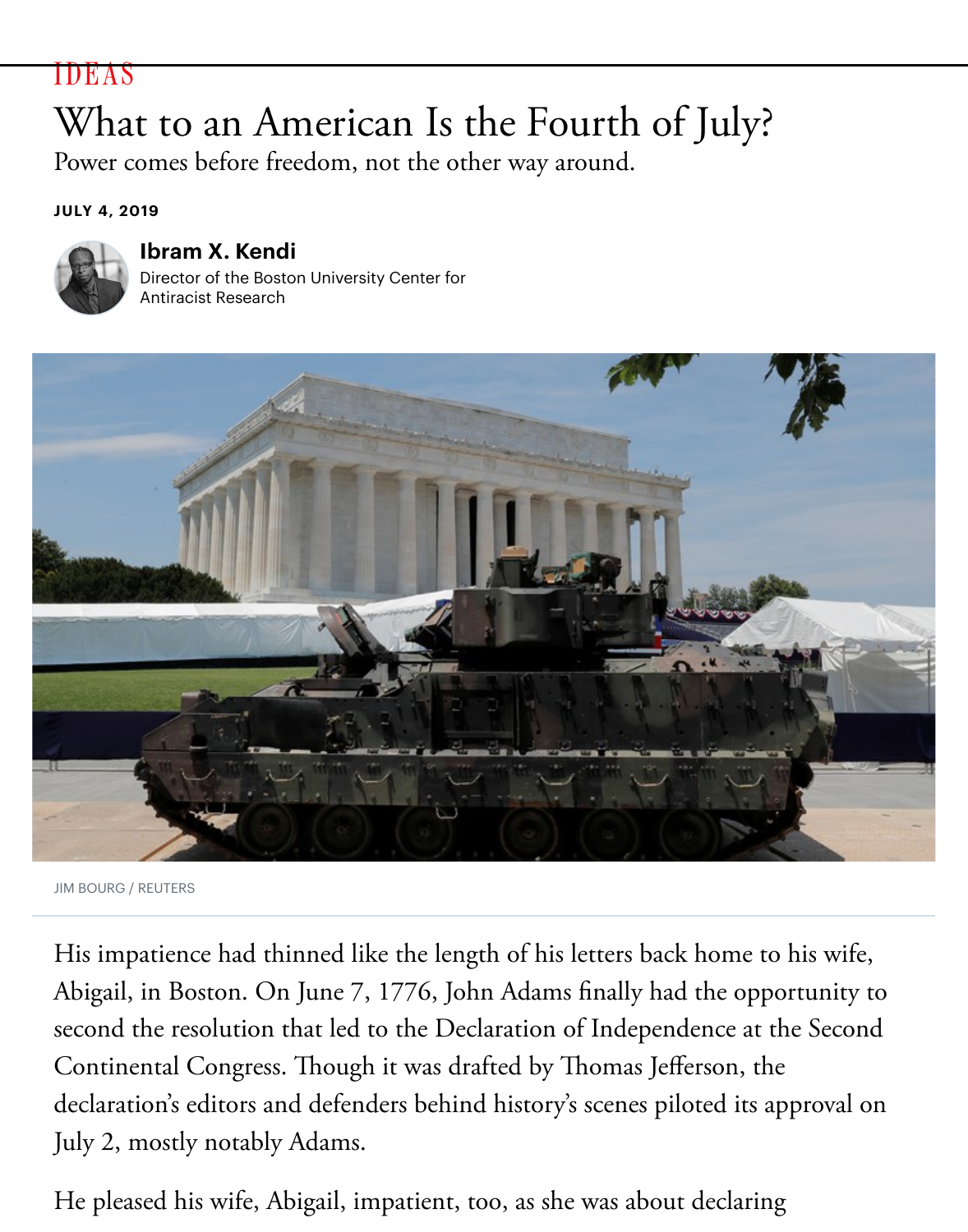IDEAS

# What to an American Is the Fourth of July?

Power comes before freedom, not the other way around.

**JULY 4, 2019**

**Ibram X. Kendi**
Director of the Boston University Center for Antiracist Research

JIM BOURG / REUTERS

His impatience had thinned like the length of his letters back home to his wife, Abigail, in Boston. On June 7, 1776, John Adams finally had the opportunity to second the resolution that led to the Declaration of Independence at the Second Continental Congress. Though it was drafted by Thomas Jefferson, the declaration's editors and defenders behind history's scenes piloted its approval on July 2, mostly notably Adams.

He pleased his wife, Abigail, impatient, too, as she was about declaring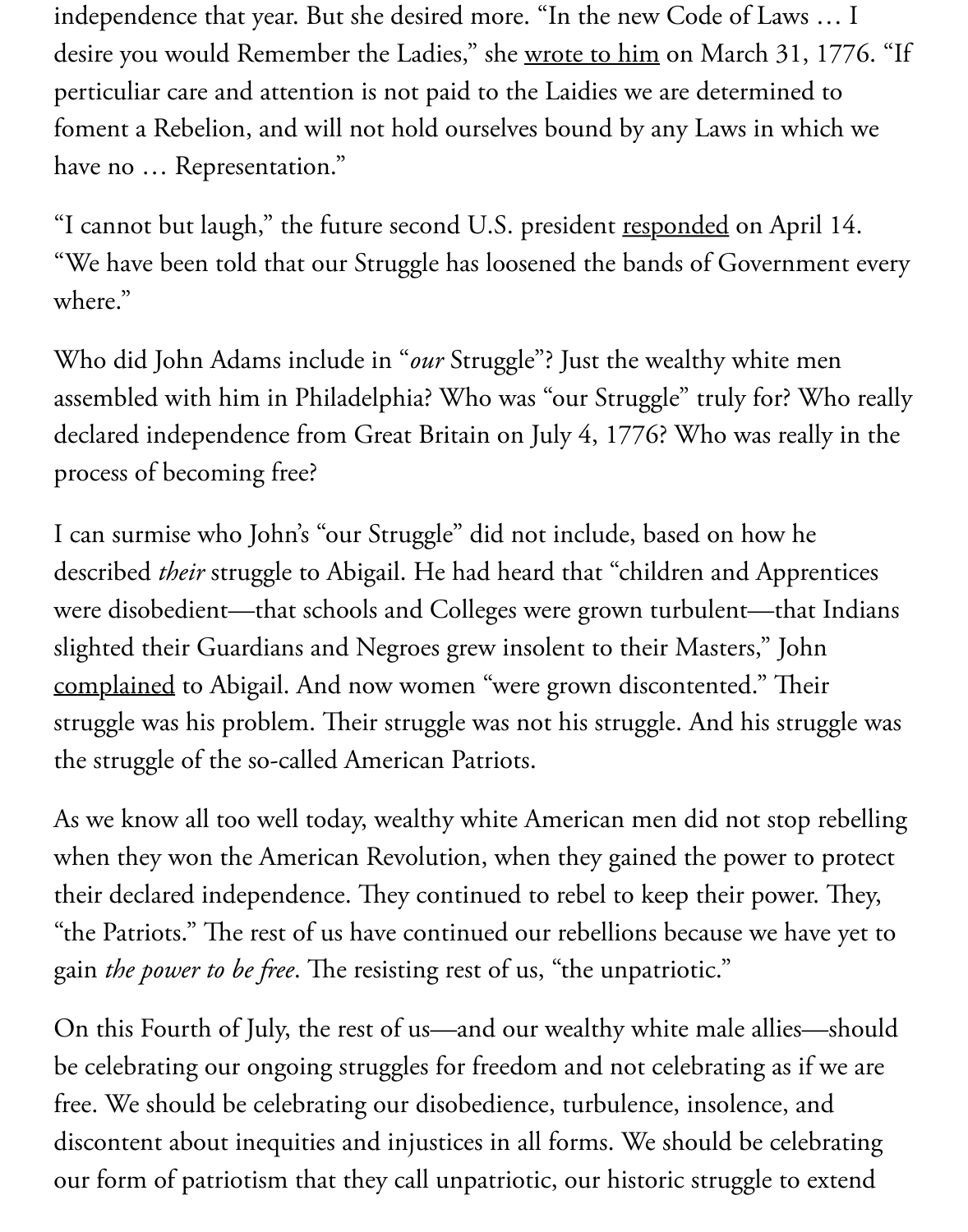independence that year. But she desired more. "In the new Code of Laws … I desire you would Remember the Ladies," she wrote to him on March 31, 1776. "If perticuliar care and attention is not paid to the Laidies we are determined to foment a Rebelion, and will not hold ourselves bound by any Laws in which we have no … Representation."

"I cannot but laugh," the future second U.S. president responded on April 14. "We have been told that our Struggle has loosened the bands of Government every where."

Who did John Adams include in "*our* Struggle"? Just the wealthy white men assembled with him in Philadelphia? Who was "our Struggle" truly for? Who really declared independence from Great Britain on July 4, 1776? Who was really in the process of becoming free?

I can surmise who John's "our Struggle" did not include, based on how he described *their* struggle to Abigail. He had heard that "children and Apprentices were disobedient—that schools and Colleges were grown turbulent—that Indians slighted their Guardians and Negroes grew insolent to their Masters," John complained to Abigail. And now women "were grown discontented." Their struggle was his problem. Their struggle was not his struggle. And his struggle was the struggle of the so-called American Patriots.

As we know all too well today, wealthy white American men did not stop rebelling when they won the American Revolution, when they gained the power to protect their declared independence. They continued to rebel to keep their power. They, "the Patriots." The rest of us have continued our rebellions because we have yet to gain *the power to be free*. The resisting rest of us, "the unpatriotic."

On this Fourth of July, the rest of us—and our wealthy white male allies—should be celebrating our ongoing struggles for freedom and not celebrating as if we are free. We should be celebrating our disobedience, turbulence, insolence, and discontent about inequities and injustices in all forms. We should be celebrating our form of patriotism that they call unpatriotic, our historic struggle to extend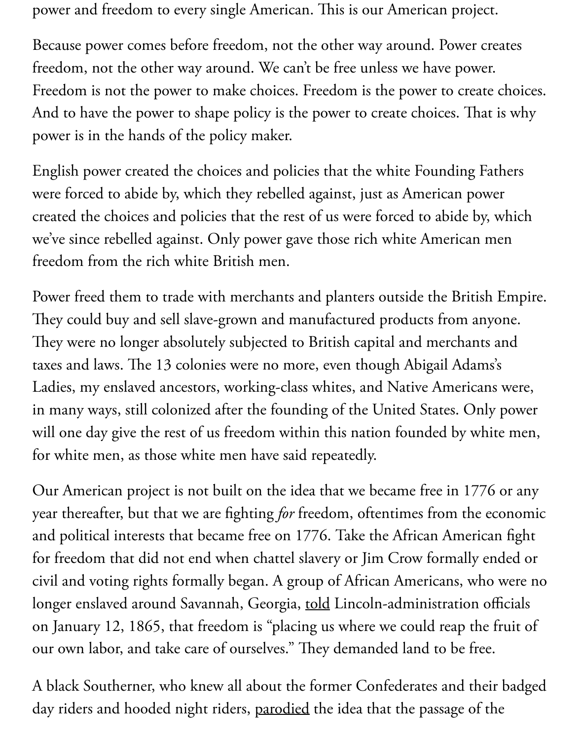power and freedom to every single American. This is our American project.

Because power comes before freedom, not the other way around. Power creates freedom, not the other way around. We can't be free unless we have power. Freedom is not the power to make choices. Freedom is the power to create choices. And to have the power to shape policy is the power to create choices. That is why power is in the hands of the policy maker.

English power created the choices and policies that the white Founding Fathers were forced to abide by, which they rebelled against, just as American power created the choices and policies that the rest of us were forced to abide by, which we've since rebelled against. Only power gave those rich white American men freedom from the rich white British men.

Power freed them to trade with merchants and planters outside the British Empire. They could buy and sell slave-grown and manufactured products from anyone. They were no longer absolutely subjected to British capital and merchants and taxes and laws. The 13 colonies were no more, even though Abigail Adams's Ladies, my enslaved ancestors, working-class whites, and Native Americans were, in many ways, still colonized after the founding of the United States. Only power will one day give the rest of us freedom within this nation founded by white men, for white men, as those white men have said repeatedly.

Our American project is not built on the idea that we became free in 1776 or any year thereafter, but that we are fighting *for* freedom, oftentimes from the economic and political interests that became free on 1776. Take the African American fight for freedom that did not end when chattel slavery or Jim Crow formally ended or civil and voting rights formally began. A group of African Americans, who were no longer enslaved around Savannah, Georgia, told Lincoln-administration officials on January 12, 1865, that freedom is "placing us where we could reap the fruit of our own labor, and take care of ourselves." They demanded land to be free.

A black Southerner, who knew all about the former Confederates and their badged day riders and hooded night riders, parodied the idea that the passage of the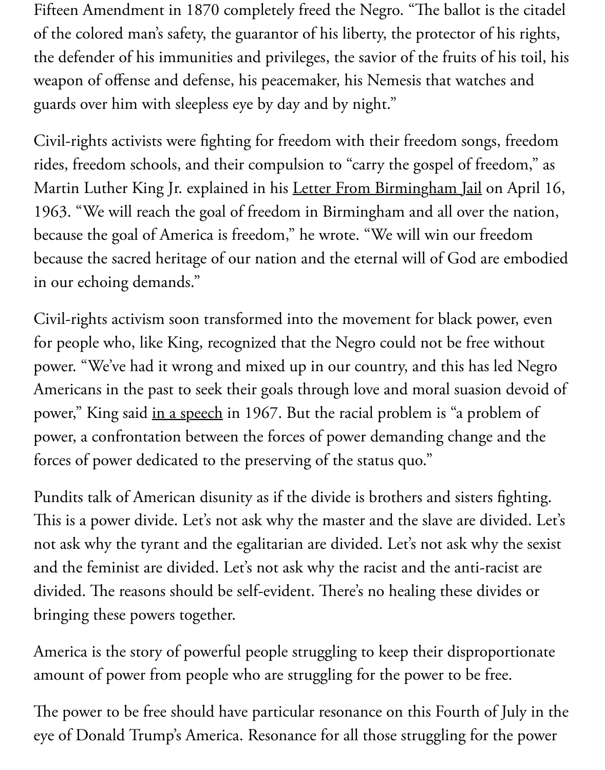Fifteen Amendment in 1870 completely freed the Negro. "The ballot is the citadel of the colored man's safety, the guarantor of his liberty, the protector of his rights, the defender of his immunities and privileges, the savior of the fruits of his toil, his weapon of offense and defense, his peacemaker, his Nemesis that watches and guards over him with sleepless eye by day and by night."

Civil-rights activists were fighting for freedom with their freedom songs, freedom rides, freedom schools, and their compulsion to "carry the gospel of freedom," as Martin Luther King Jr. explained in his Letter From Birmingham Jail on April 16, 1963. "We will reach the goal of freedom in Birmingham and all over the nation, because the goal of America is freedom," he wrote. "We will win our freedom because the sacred heritage of our nation and the eternal will of God are embodied in our echoing demands."

Civil-rights activism soon transformed into the movement for black power, even for people who, like King, recognized that the Negro could not be free without power. "We've had it wrong and mixed up in our country, and this has led Negro Americans in the past to seek their goals through love and moral suasion devoid of power," King said in a speech in 1967. But the racial problem is "a problem of power, a confrontation between the forces of power demanding change and the forces of power dedicated to the preserving of the status quo."

Pundits talk of American disunity as if the divide is brothers and sisters fighting. This is a power divide. Let's not ask why the master and the slave are divided. Let's not ask why the tyrant and the egalitarian are divided. Let's not ask why the sexist and the feminist are divided. Let's not ask why the racist and the anti-racist are divided. The reasons should be self-evident. There's no healing these divides or bringing these powers together.

America is the story of powerful people struggling to keep their disproportionate amount of power from people who are struggling for the power to be free.

The power to be free should have particular resonance on this Fourth of July in the eye of Donald Trump's America. Resonance for all those struggling for the power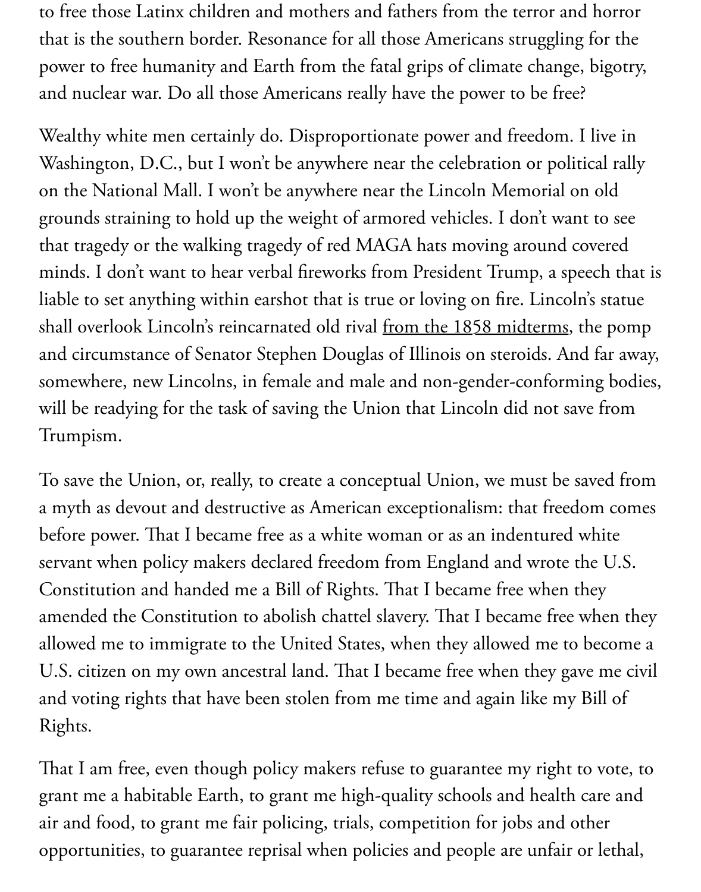to free those Latinx children and mothers and fathers from the terror and horror that is the southern border. Resonance for all those Americans struggling for the power to free humanity and Earth from the fatal grips of climate change, bigotry, and nuclear war. Do all those Americans really have the power to be free?

Wealthy white men certainly do. Disproportionate power and freedom. I live in Washington, D.C., but I won't be anywhere near the celebration or political rally on the National Mall. I won't be anywhere near the Lincoln Memorial on old grounds straining to hold up the weight of armored vehicles. I don't want to see that tragedy or the walking tragedy of red MAGA hats moving around covered minds. I don't want to hear verbal fireworks from President Trump, a speech that is liable to set anything within earshot that is true or loving on fire. Lincoln's statue shall overlook Lincoln's reincarnated old rival from the 1858 midterms, the pomp and circumstance of Senator Stephen Douglas of Illinois on steroids. And far away, somewhere, new Lincolns, in female and male and non-gender-conforming bodies, will be readying for the task of saving the Union that Lincoln did not save from Trumpism.

To save the Union, or, really, to create a conceptual Union, we must be saved from a myth as devout and destructive as American exceptionalism: that freedom comes before power. That I became free as a white woman or as an indentured white servant when policy makers declared freedom from England and wrote the U.S. Constitution and handed me a Bill of Rights. That I became free when they amended the Constitution to abolish chattel slavery. That I became free when they allowed me to immigrate to the United States, when they allowed me to become a U.S. citizen on my own ancestral land. That I became free when they gave me civil and voting rights that have been stolen from me time and again like my Bill of Rights.

That I am free, even though policy makers refuse to guarantee my right to vote, to grant me a habitable Earth, to grant me high-quality schools and health care and air and food, to grant me fair policing, trials, competition for jobs and other opportunities, to guarantee reprisal when policies and people are unfair or lethal,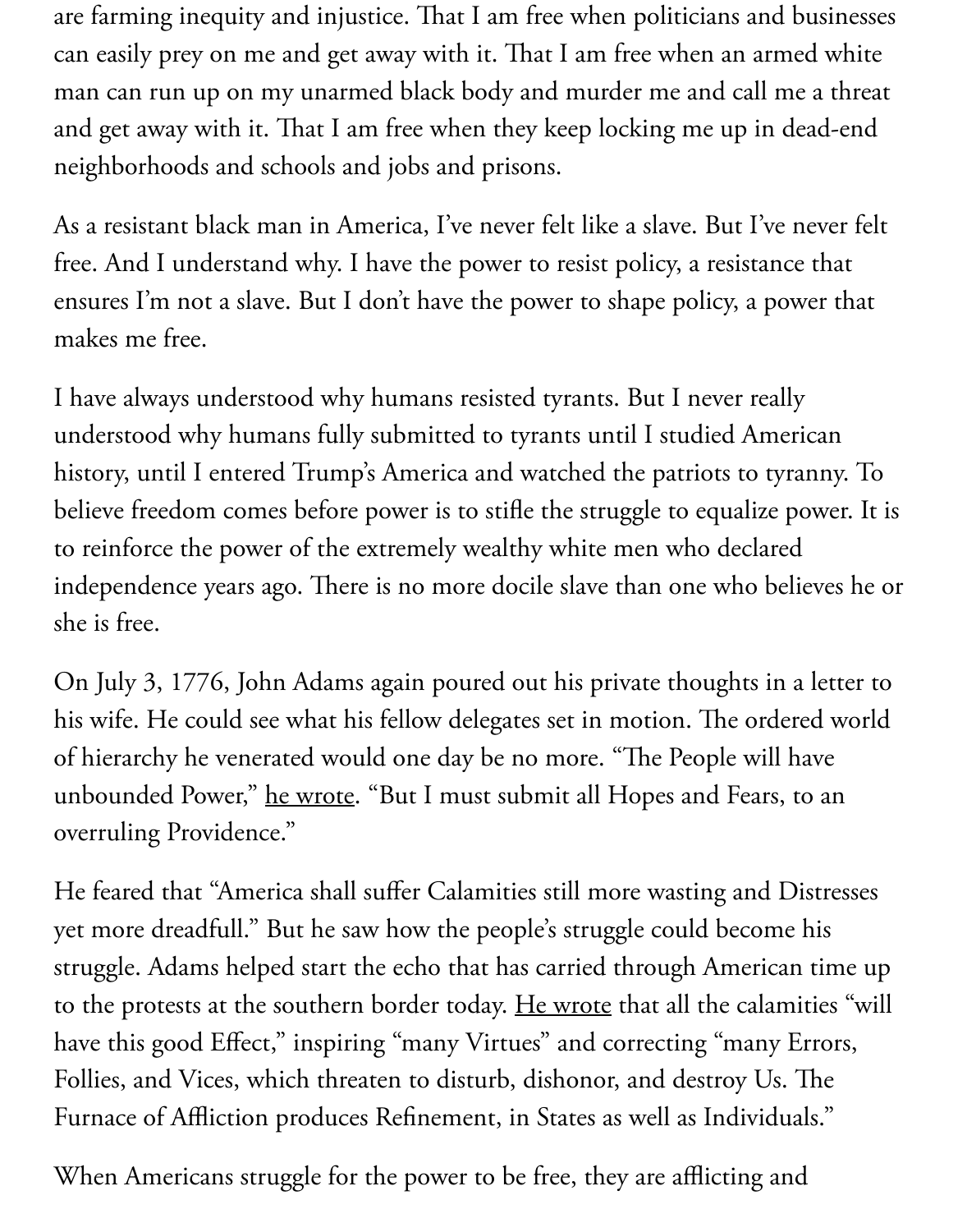are farming inequity and injustice. That I am free when politicians and businesses can easily prey on me and get away with it. That I am free when an armed white man can run up on my unarmed black body and murder me and call me a threat and get away with it. That I am free when they keep locking me up in dead-end neighborhoods and schools and jobs and prisons.

As a resistant black man in America, I've never felt like a slave. But I've never felt free. And I understand why. I have the power to resist policy, a resistance that ensures I'm not a slave. But I don't have the power to shape policy, a power that makes me free.

I have always understood why humans resisted tyrants. But I never really understood why humans fully submitted to tyrants until I studied American history, until I entered Trump's America and watched the patriots to tyranny. To believe freedom comes before power is to stifle the struggle to equalize power. It is to reinforce the power of the extremely wealthy white men who declared independence years ago. There is no more docile slave than one who believes he or she is free.

On July 3, 1776, John Adams again poured out his private thoughts in a letter to his wife. He could see what his fellow delegates set in motion. The ordered world of hierarchy he venerated would one day be no more. "The People will have unbounded Power," he wrote. "But I must submit all Hopes and Fears, to an overruling Providence."

He feared that "America shall suffer Calamities still more wasting and Distresses yet more dreadfull." But he saw how the people's struggle could become his struggle. Adams helped start the echo that has carried through American time up to the protests at the southern border today. He wrote that all the calamities "will have this good Effect," inspiring "many Virtues" and correcting "many Errors, Follies, and Vices, which threaten to disturb, dishonor, and destroy Us. The Furnace of Affliction produces Refinement, in States as well as Individuals."

When Americans struggle for the power to be free, they are afflicting and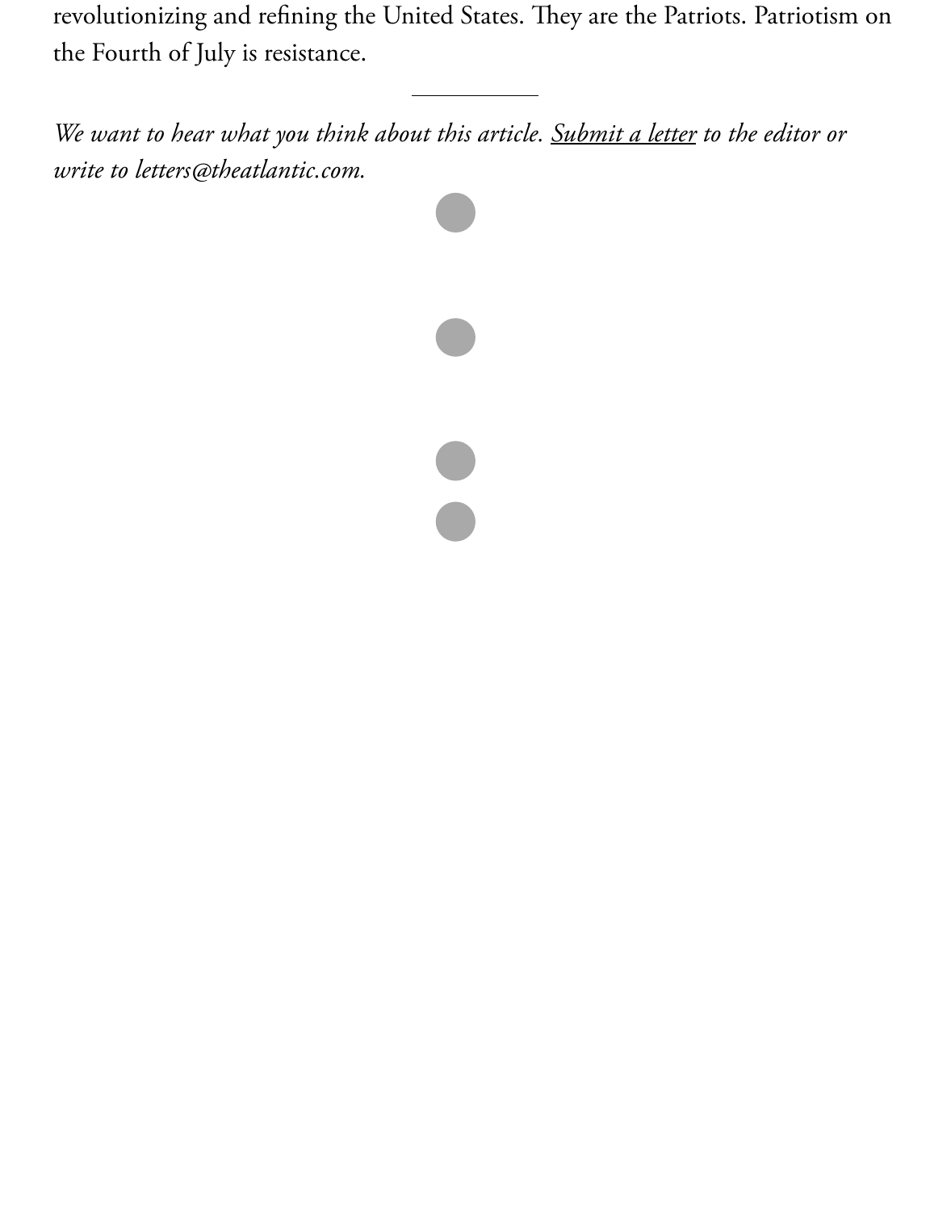revolutionizing and refining the United States. They are the Patriots. Patriotism on the Fourth of July is resistance.

---

*We want to hear what you think about this article. Submit a letter to the editor or write to letters@theatlantic.com.*